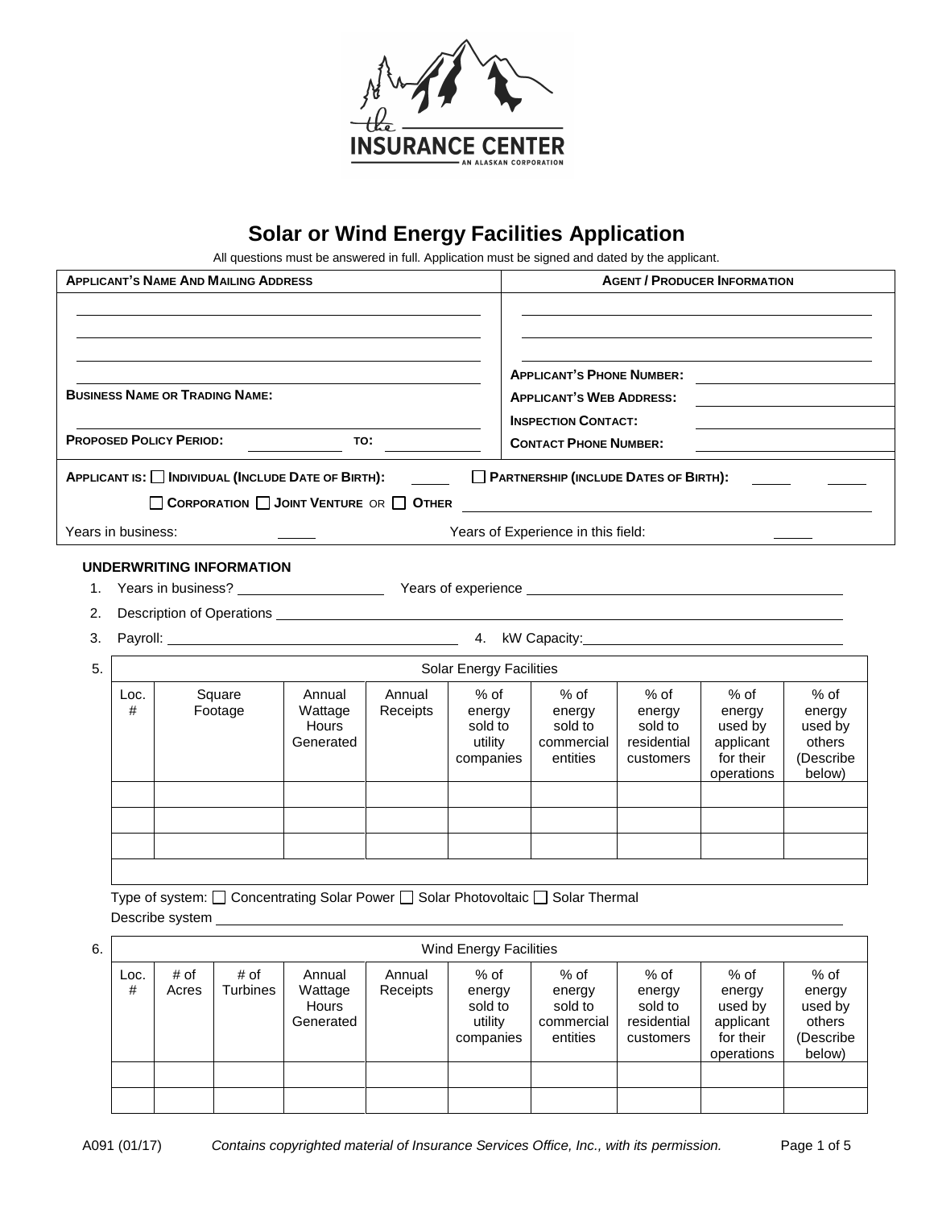THE INSURANCE CENTER
AN ALASKAN CORPORATION

# Solar or Wind Energy Facilities Application

All questions must be answered in full. Application must be signed and dated by the applicant.

| **APPLICANT'S NAME AND MAILING ADDRESS** | **AGENT / PRODUCER INFORMATION** |
|---|---|
| | |
| | **APPLICANT'S PHONE NUMBER:** |
| **BUSINESS NAME OR TRADING NAME:** | **APPLICANT'S WEB ADDRESS:** |
| | **INSPECTION CONTACT:** |
| **PROPOSED POLICY PERIOD:** ____________ **TO:** ____________ | **CONTACT PHONE NUMBER:** |

**APPLICANT IS:** ☐ **INDIVIDUAL (INCLUDE DATE OF BIRTH):** _____ ☐ **PARTNERSHIP (INCLUDE DATES OF BIRTH):** _____ _____

☐ **CORPORATION** ☐ **JOINT VENTURE** OR ☐ **OTHER** ____________

Years in business: _____ Years of Experience in this field: _____

### UNDERWRITING INFORMATION

1. Years in business? ____________ Years of experience ____________
2. Description of Operations ____________
3. Payroll: ____________ 4. kW Capacity: ____________
5. Solar Energy Facilities

| Loc. # | Square Footage | Annual Wattage Hours Generated | Annual Receipts | % of energy sold to utility companies | % of energy sold to commercial entities | % of energy sold to residential customers | % of energy used by applicant for their operations | % of energy used by others (Describe below) |
|---|---|---|---|---|---|---|---|---|
| | | | | | | | | |
| | | | | | | | | |
| | | | | | | | | |
| | | | | | | | | |

Type of system: ☐ Concentrating Solar Power ☐ Solar Photovoltaic ☐ Solar Thermal

Describe system ____________

6. Wind Energy Facilities

| Loc. # | # of Acres | # of Turbines | Annual Wattage Hours Generated | Annual Receipts | % of energy sold to utility companies | % of energy sold to commercial entities | % of energy sold to residential customers | % of energy used by applicant for their operations | % of energy used by others (Describe below) |
|---|---|---|---|---|---|---|---|---|---|
| | | | | | | | | | |
| | | | | | | | | | |

A091 (01/17) *Contains copyrighted material of Insurance Services Office, Inc., with its permission.*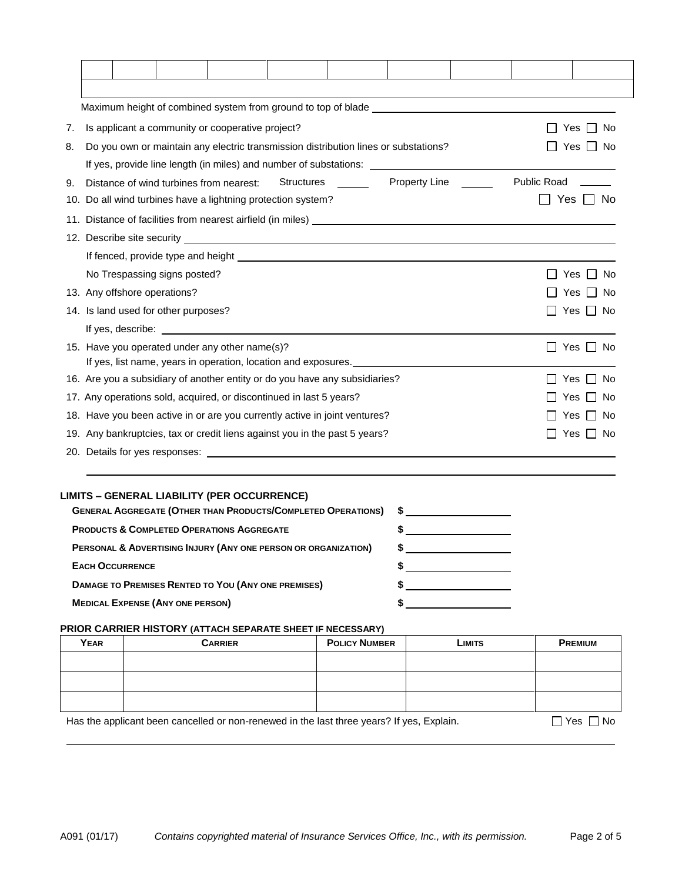| | | | | | | | | | |
|---|---|---|---|---|---|---|---|---|---|
| | | | | | | | | | |
| | | | | | | | | | |

Maximum height of combined system from ground to top of blade \_\_\_\_\_\_\_\_\_\_\_\_\_\_\_\_\_\_\_\_

7. Is applicant a community or cooperative project? ☐ Yes ☐ No
8. Do you own or maintain any electric transmission distribution lines or substations? ☐ Yes ☐ No

   If yes, provide line length (in miles) and number of substations: \_\_\_\_\_\_\_\_\_\_\_\_\_\_\_\_\_\_\_\_
9. Distance of wind turbines from nearest: Structures \_\_\_\_\_\_ Property Line \_\_\_\_\_\_ Public Road \_\_\_\_\_\_
10. Do all wind turbines have a lightning protection system? ☐ Yes ☐ No
11. Distance of facilities from nearest airfield (in miles) \_\_\_\_\_\_\_\_\_\_\_\_\_\_\_\_\_\_\_\_
12. Describe site security \_\_\_\_\_\_\_\_\_\_\_\_\_\_\_\_\_\_\_\_

    If fenced, provide type and height \_\_\_\_\_\_\_\_\_\_\_\_\_\_\_\_\_\_\_\_

    No Trespassing signs posted? ☐ Yes ☐ No
13. Any offshore operations? ☐ Yes ☐ No
14. Is land used for other purposes? ☐ Yes ☐ No

    If yes, describe: \_\_\_\_\_\_\_\_\_\_\_\_\_\_\_\_\_\_\_\_
15. Have you operated under any other name(s)? ☐ Yes ☐ No

    If yes, list name, years in operation, location and exposures. \_\_\_\_\_\_\_\_\_\_\_\_\_\_\_\_\_\_\_\_
16. Are you a subsidiary of another entity or do you have any subsidiaries? ☐ Yes ☐ No
17. Any operations sold, acquired, or discontinued in last 5 years? ☐ Yes ☐ No
18. Have you been active in or are you currently active in joint ventures? ☐ Yes ☐ No
19. Any bankruptcies, tax or credit liens against you in the past 5 years? ☐ Yes ☐ No
20. Details for yes responses: \_\_\_\_\_\_\_\_\_\_\_\_\_\_\_\_\_\_\_\_

**LIMITS – GENERAL LIABILITY (PER OCCURRENCE)**

| | |
|---|---|
| **GENERAL AGGREGATE (OTHER THAN PRODUCTS/COMPLETED OPERATIONS)** | $ |
| **PRODUCTS & COMPLETED OPERATIONS AGGREGATE** | $ |
| **PERSONAL & ADVERTISING INJURY (ANY ONE PERSON OR ORGANIZATION)** | $ |
| **EACH OCCURRENCE** | $ |
| **DAMAGE TO PREMISES RENTED TO YOU (ANY ONE PREMISES)** | $ |
| **MEDICAL EXPENSE (ANY ONE PERSON)** | $ |

**PRIOR CARRIER HISTORY (ATTACH SEPARATE SHEET IF NECESSARY)**

| YEAR | CARRIER | POLICY NUMBER | LIMITS | PREMIUM |
|---|---|---|---|---|
| | | | | |
| | | | | |
| | | | | |

Has the applicant been cancelled or non-renewed in the last three years? If yes, Explain. ☐ Yes ☐ No

A091 (01/17) *Contains copyrighted material of Insurance Services Office, Inc., with its permission.*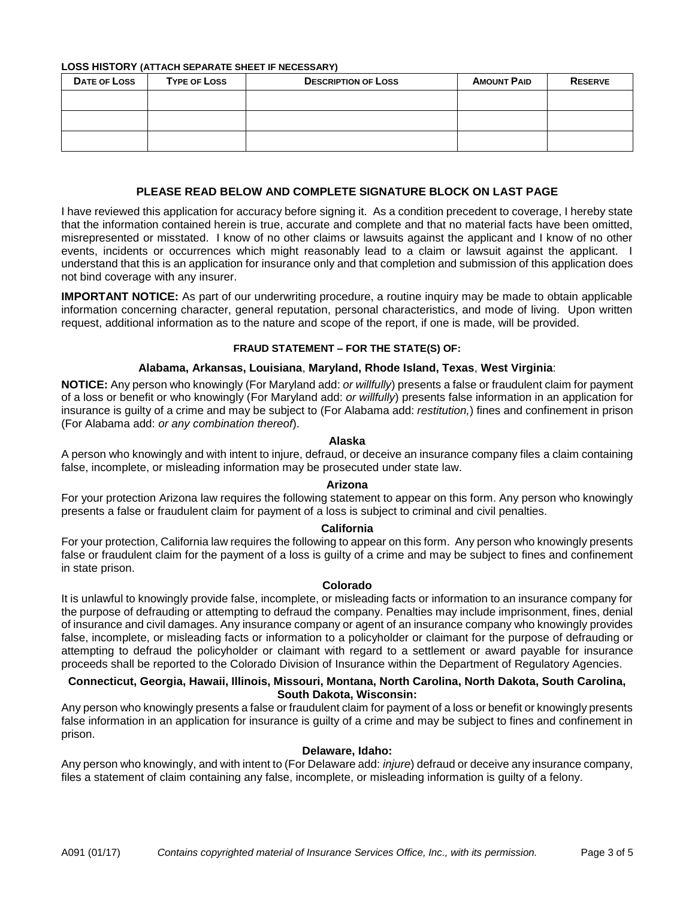**LOSS HISTORY (ATTACH SEPARATE SHEET IF NECESSARY)**

| DATE OF LOSS | TYPE OF LOSS | DESCRIPTION OF LOSS | AMOUNT PAID | RESERVE |
|---|---|---|---|---|
| | | | | |
| | | | | |
| | | | | |

### PLEASE READ BELOW AND COMPLETE SIGNATURE BLOCK ON LAST PAGE

I have reviewed this application for accuracy before signing it. As a condition precedent to coverage, I hereby state that the information contained herein is true, accurate and complete and that no material facts have been omitted, misrepresented or misstated. I know of no other claims or lawsuits against the applicant and I know of no other events, incidents or occurrences which might reasonably lead to a claim or lawsuit against the applicant. I understand that this is an application for insurance only and that completion and submission of this application does not bind coverage with any insurer.

**IMPORTANT NOTICE:** As part of our underwriting procedure, a routine inquiry may be made to obtain applicable information concerning character, general reputation, personal characteristics, and mode of living. Upon written request, additional information as to the nature and scope of the report, if one is made, will be provided.

#### FRAUD STATEMENT – FOR THE STATE(S) OF:

**Alabama, Arkansas, Louisiana, Maryland, Rhode Island, Texas, West Virginia:**

**NOTICE:** Any person who knowingly (For Maryland add: *or willfully*) presents a false or fraudulent claim for payment of a loss or benefit or who knowingly (For Maryland add: *or willfully*) presents false information in an application for insurance is guilty of a crime and may be subject to (For Alabama add: *restitution,*) fines and confinement in prison (For Alabama add: *or any combination thereof*).

**Alaska**

A person who knowingly and with intent to injure, defraud, or deceive an insurance company files a claim containing false, incomplete, or misleading information may be prosecuted under state law.

**Arizona**

For your protection Arizona law requires the following statement to appear on this form. Any person who knowingly presents a false or fraudulent claim for payment of a loss is subject to criminal and civil penalties.

**California**

For your protection, California law requires the following to appear on this form. Any person who knowingly presents false or fraudulent claim for the payment of a loss is guilty of a crime and may be subject to fines and confinement in state prison.

**Colorado**

It is unlawful to knowingly provide false, incomplete, or misleading facts or information to an insurance company for the purpose of defrauding or attempting to defraud the company. Penalties may include imprisonment, fines, denial of insurance and civil damages. Any insurance company or agent of an insurance company who knowingly provides false, incomplete, or misleading facts or information to a policyholder or claimant for the purpose of defrauding or attempting to defraud the policyholder or claimant with regard to a settlement or award payable for insurance proceeds shall be reported to the Colorado Division of Insurance within the Department of Regulatory Agencies.

**Connecticut, Georgia, Hawaii, Illinois, Missouri, Montana, North Carolina, North Dakota, South Carolina, South Dakota, Wisconsin:**

Any person who knowingly presents a false or fraudulent claim for payment of a loss or benefit or knowingly presents false information in an application for insurance is guilty of a crime and may be subject to fines and confinement in prison.

**Delaware, Idaho:**

Any person who knowingly, and with intent to (For Delaware add: *injure*) defraud or deceive any insurance company, files a statement of claim containing any false, incomplete, or misleading information is guilty of a felony.

A091 (01/17) *Contains copyrighted material of Insurance Services Office, Inc., with its permission.*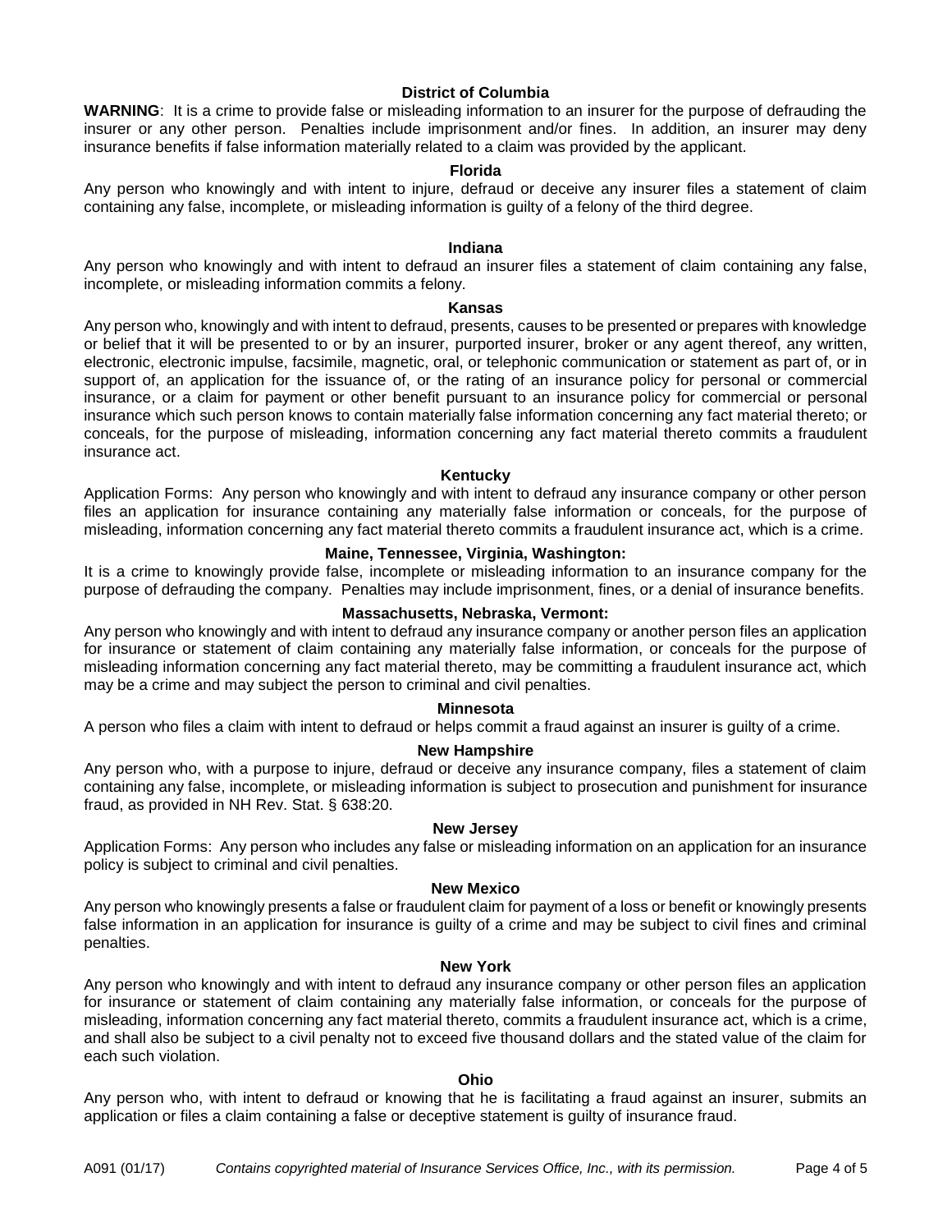### District of Columbia

**WARNING**: It is a crime to provide false or misleading information to an insurer for the purpose of defrauding the insurer or any other person. Penalties include imprisonment and/or fines. In addition, an insurer may deny insurance benefits if false information materially related to a claim was provided by the applicant.

### Florida

Any person who knowingly and with intent to injure, defraud or deceive any insurer files a statement of claim containing any false, incomplete, or misleading information is guilty of a felony of the third degree.

### Indiana

Any person who knowingly and with intent to defraud an insurer files a statement of claim containing any false, incomplete, or misleading information commits a felony.

### Kansas

Any person who, knowingly and with intent to defraud, presents, causes to be presented or prepares with knowledge or belief that it will be presented to or by an insurer, purported insurer, broker or any agent thereof, any written, electronic, electronic impulse, facsimile, magnetic, oral, or telephonic communication or statement as part of, or in support of, an application for the issuance of, or the rating of an insurance policy for personal or commercial insurance, or a claim for payment or other benefit pursuant to an insurance policy for commercial or personal insurance which such person knows to contain materially false information concerning any fact material thereto; or conceals, for the purpose of misleading, information concerning any fact material thereto commits a fraudulent insurance act.

### Kentucky

Application Forms: Any person who knowingly and with intent to defraud any insurance company or other person files an application for insurance containing any materially false information or conceals, for the purpose of misleading, information concerning any fact material thereto commits a fraudulent insurance act, which is a crime.

### Maine, Tennessee, Virginia, Washington:

It is a crime to knowingly provide false, incomplete or misleading information to an insurance company for the purpose of defrauding the company. Penalties may include imprisonment, fines, or a denial of insurance benefits.

### Massachusetts, Nebraska, Vermont:

Any person who knowingly and with intent to defraud any insurance company or another person files an application for insurance or statement of claim containing any materially false information, or conceals for the purpose of misleading information concerning any fact material thereto, may be committing a fraudulent insurance act, which may be a crime and may subject the person to criminal and civil penalties.

### Minnesota

A person who files a claim with intent to defraud or helps commit a fraud against an insurer is guilty of a crime.

### New Hampshire

Any person who, with a purpose to injure, defraud or deceive any insurance company, files a statement of claim containing any false, incomplete, or misleading information is subject to prosecution and punishment for insurance fraud, as provided in NH Rev. Stat. § 638:20.

### New Jersey

Application Forms: Any person who includes any false or misleading information on an application for an insurance policy is subject to criminal and civil penalties.

### New Mexico

Any person who knowingly presents a false or fraudulent claim for payment of a loss or benefit or knowingly presents false information in an application for insurance is guilty of a crime and may be subject to civil fines and criminal penalties.

### New York

Any person who knowingly and with intent to defraud any insurance company or other person files an application for insurance or statement of claim containing any materially false information, or conceals for the purpose of misleading, information concerning any fact material thereto, commits a fraudulent insurance act, which is a crime, and shall also be subject to a civil penalty not to exceed five thousand dollars and the stated value of the claim for each such violation.

### Ohio

Any person who, with intent to defraud or knowing that he is facilitating a fraud against an insurer, submits an application or files a claim containing a false or deceptive statement is guilty of insurance fraud.

A091 (01/17) *Contains copyrighted material of Insurance Services Office, Inc., with its permission.*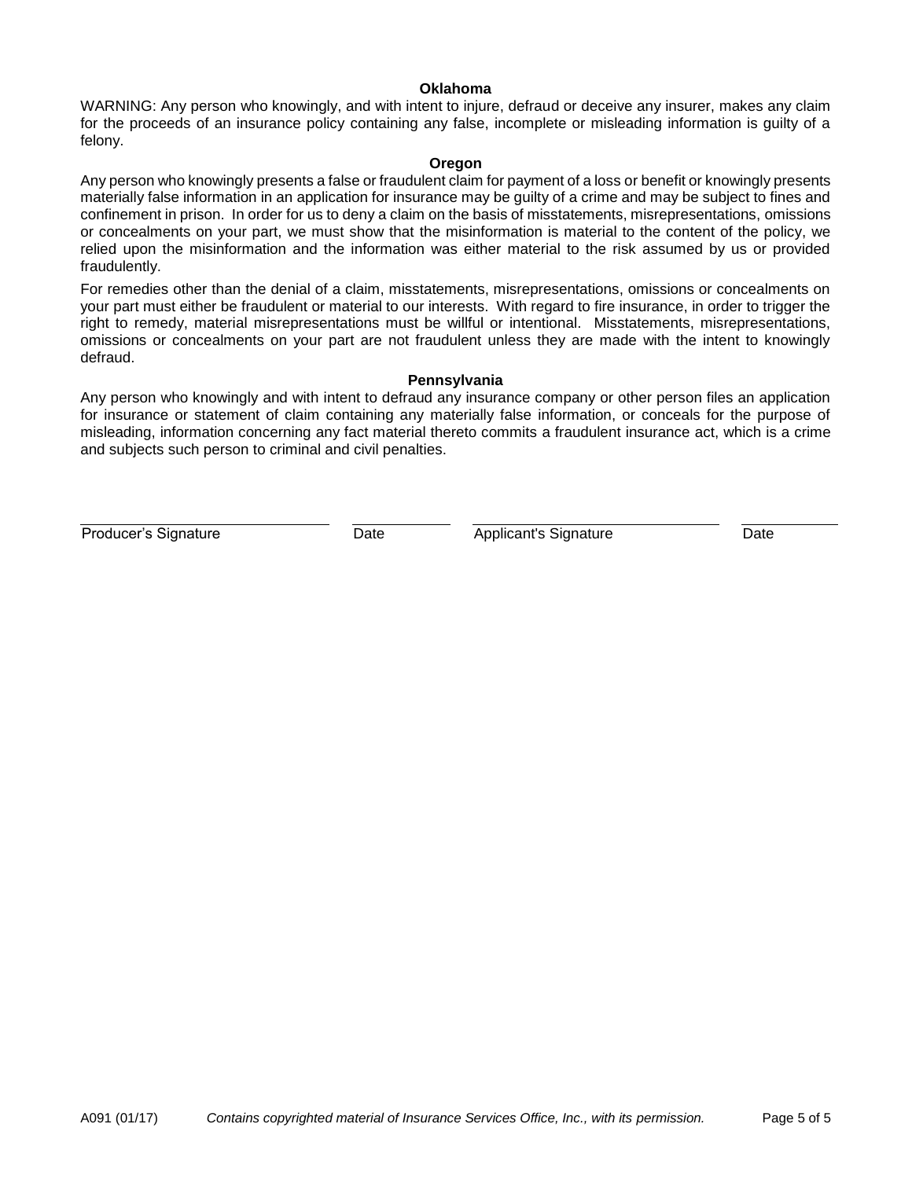**Oklahoma**

WARNING: Any person who knowingly, and with intent to injure, defraud or deceive any insurer, makes any claim for the proceeds of an insurance policy containing any false, incomplete or misleading information is guilty of a felony.

**Oregon**

Any person who knowingly presents a false or fraudulent claim for payment of a loss or benefit or knowingly presents materially false information in an application for insurance may be guilty of a crime and may be subject to fines and confinement in prison. In order for us to deny a claim on the basis of misstatements, misrepresentations, omissions or concealments on your part, we must show that the misinformation is material to the content of the policy, we relied upon the misinformation and the information was either material to the risk assumed by us or provided fraudulently.

For remedies other than the denial of a claim, misstatements, misrepresentations, omissions or concealments on your part must either be fraudulent or material to our interests. With regard to fire insurance, in order to trigger the right to remedy, material misrepresentations must be willful or intentional. Misstatements, misrepresentations, omissions or concealments on your part are not fraudulent unless they are made with the intent to knowingly defraud.

**Pennsylvania**

Any person who knowingly and with intent to defraud any insurance company or other person files an application for insurance or statement of claim containing any materially false information, or conceals for the purpose of misleading, information concerning any fact material thereto commits a fraudulent insurance act, which is a crime and subjects such person to criminal and civil penalties.

| | | | |
|---|---|---|---|
| Producer's Signature | Date | Applicant's Signature | Date |

A091 (01/17) *Contains copyrighted material of Insurance Services Office, Inc., with its permission.*